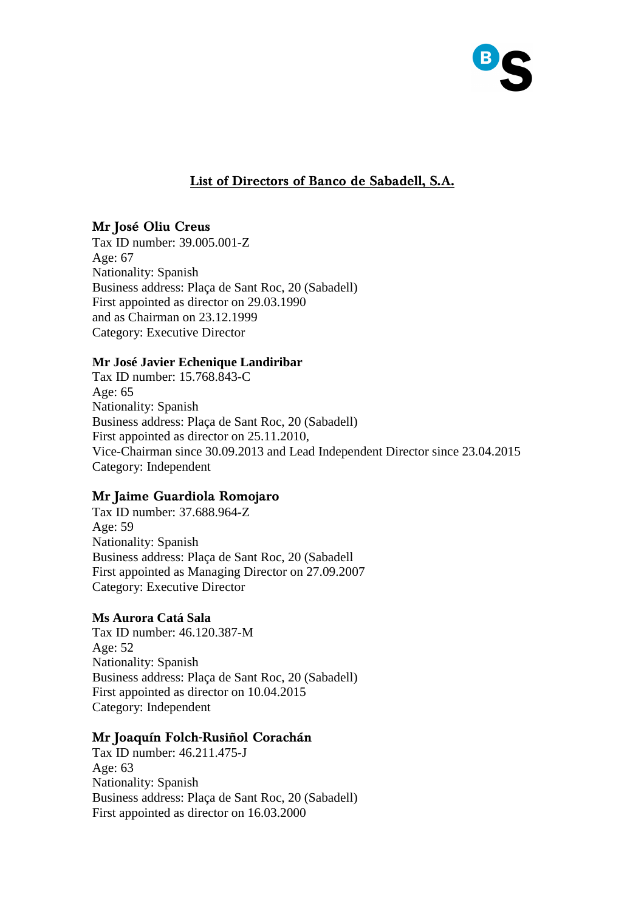## List of Directors of Banco de Sabadell, S.A.

**Mr José Oliu Creus**
Tax ID number: 39.005.001-Z
Age: 67
Nationality: Spanish
Business address: Plaça de Sant Roc, 20 (Sabadell)
First appointed as director on 29.03.1990
and as Chairman on 23.12.1999
Category: Executive Director

**Mr José Javier Echenique Landiribar**
Tax ID number: 15.768.843-C
Age: 65
Nationality: Spanish
Business address: Plaça de Sant Roc, 20 (Sabadell)
First appointed as director on 25.11.2010,
Vice-Chairman since 30.09.2013 and Lead Independent Director since 23.04.2015
Category: Independent

**Mr Jaime Guardiola Romojaro**
Tax ID number: 37.688.964-Z
Age: 59
Nationality: Spanish
Business address: Plaça de Sant Roc, 20 (Sabadell
First appointed as Managing Director on 27.09.2007
Category: Executive Director

**Ms Aurora Catá Sala**
Tax ID number: 46.120.387-M
Age: 52
Nationality: Spanish
Business address: Plaça de Sant Roc, 20 (Sabadell)
First appointed as director on 10.04.2015
Category: Independent

**Mr Joaquín Folch-Rusiñol Corachán**
Tax ID number: 46.211.475-J
Age: 63
Nationality: Spanish
Business address: Plaça de Sant Roc, 20 (Sabadell)
First appointed as director on 16.03.2000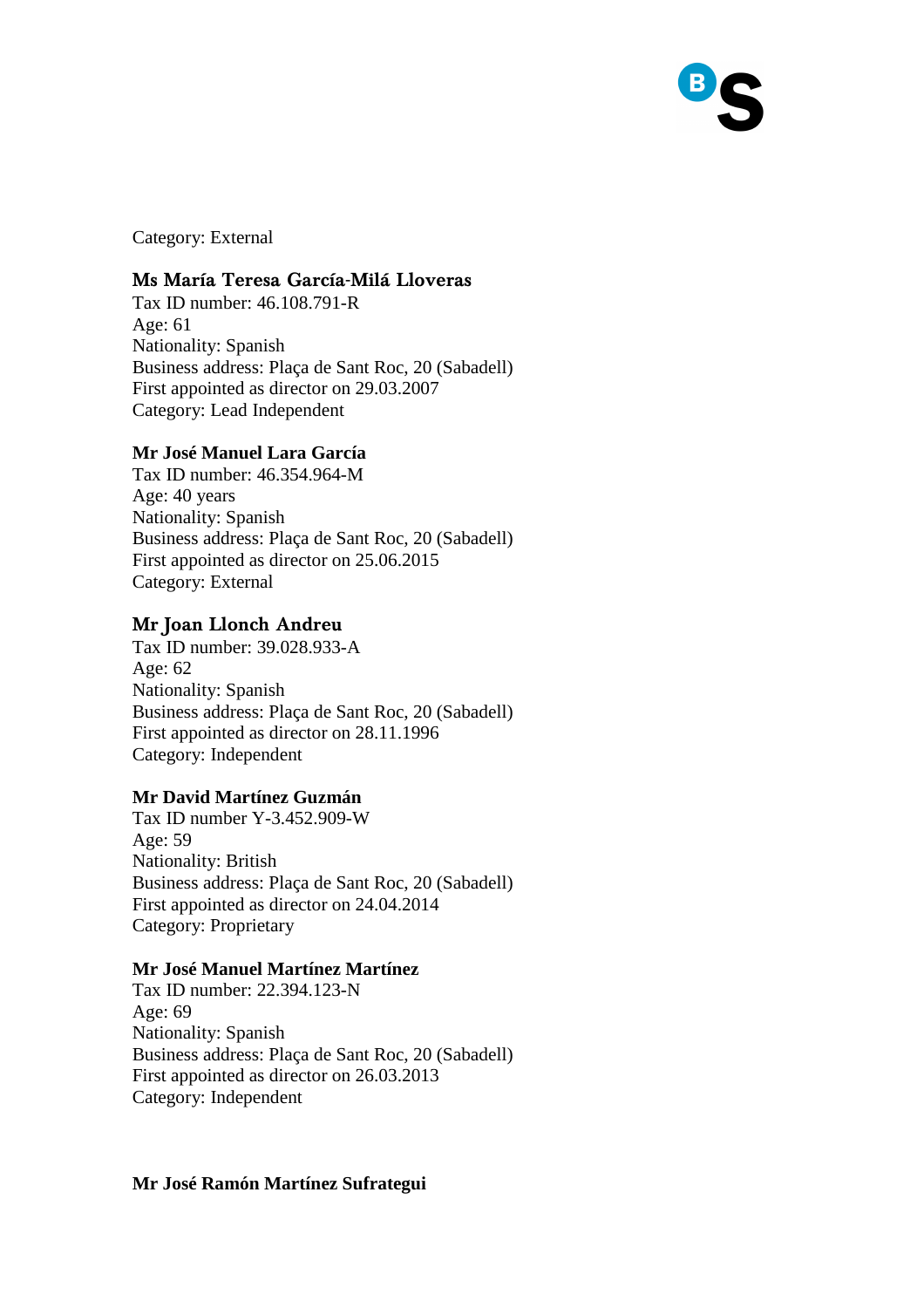Category: External

**Ms María Teresa García-Milá Lloveras**
Tax ID number: 46.108.791-R
Age: 61
Nationality: Spanish
Business address: Plaça de Sant Roc, 20 (Sabadell)
First appointed as director on 29.03.2007
Category: Lead Independent

**Mr José Manuel Lara García**
Tax ID number: 46.354.964-M
Age: 40 years
Nationality: Spanish
Business address: Plaça de Sant Roc, 20 (Sabadell)
First appointed as director on 25.06.2015
Category: External

**Mr Joan Llonch Andreu**
Tax ID number: 39.028.933-A
Age: 62
Nationality: Spanish
Business address: Plaça de Sant Roc, 20 (Sabadell)
First appointed as director on 28.11.1996
Category: Independent

**Mr David Martínez Guzmán**
Tax ID number Y-3.452.909-W
Age: 59
Nationality: British
Business address: Plaça de Sant Roc, 20 (Sabadell)
First appointed as director on 24.04.2014
Category: Proprietary

**Mr José Manuel Martínez Martínez**
Tax ID number: 22.394.123-N
Age: 69
Nationality: Spanish
Business address: Plaça de Sant Roc, 20 (Sabadell)
First appointed as director on 26.03.2013
Category: Independent

**Mr José Ramón Martínez Sufrategui**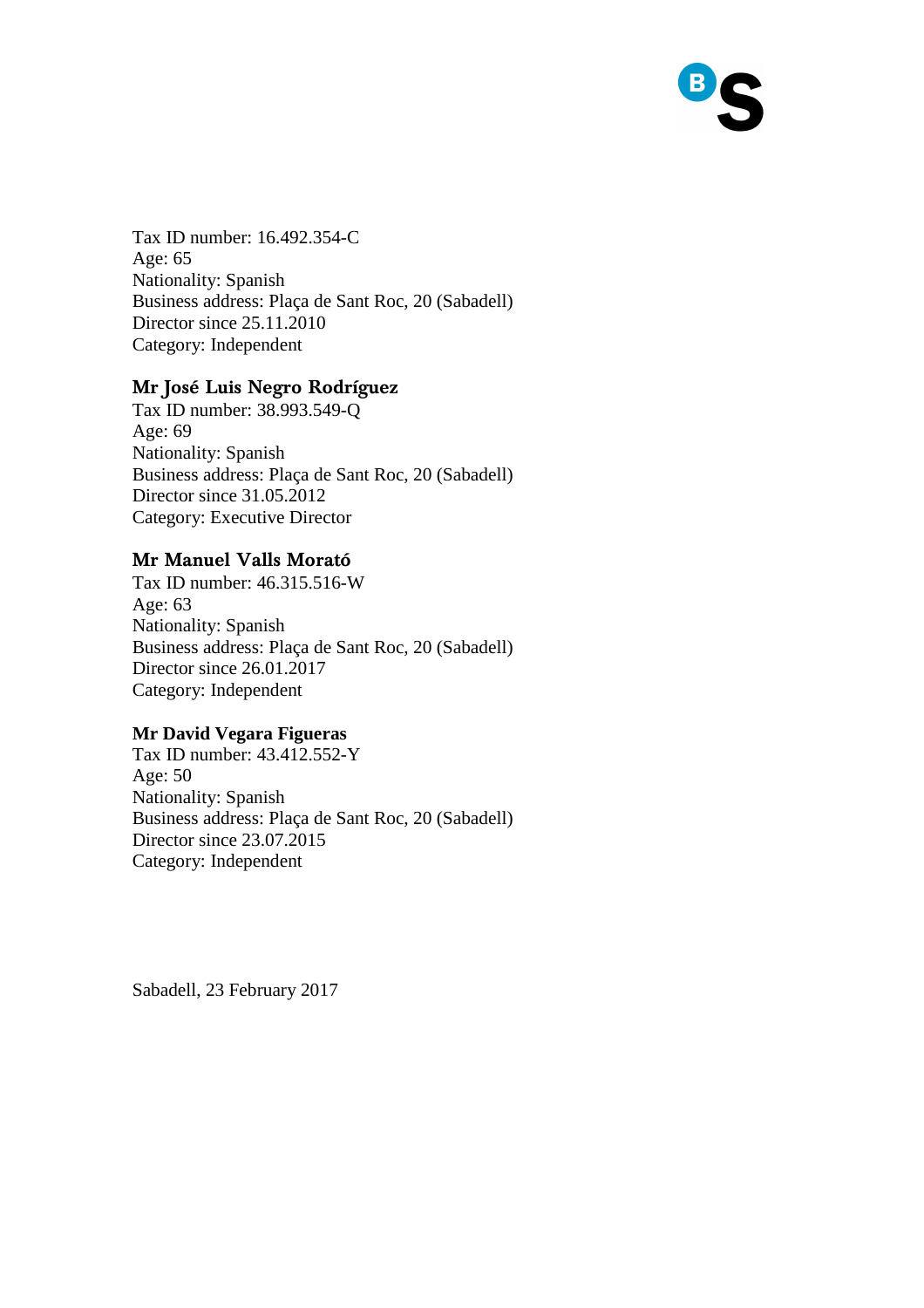Tax ID number: 16.492.354-C
Age: 65
Nationality: Spanish
Business address: Plaça de Sant Roc, 20 (Sabadell)
Director since 25.11.2010
Category: Independent

**Mr José Luis Negro Rodríguez**
Tax ID number: 38.993.549-Q
Age: 69
Nationality: Spanish
Business address: Plaça de Sant Roc, 20 (Sabadell)
Director since 31.05.2012
Category: Executive Director

**Mr Manuel Valls Morató**
Tax ID number: 46.315.516-W
Age: 63
Nationality: Spanish
Business address: Plaça de Sant Roc, 20 (Sabadell)
Director since 26.01.2017
Category: Independent

**Mr David Vegara Figueras**
Tax ID number: 43.412.552-Y
Age: 50
Nationality: Spanish
Business address: Plaça de Sant Roc, 20 (Sabadell)
Director since 23.07.2015
Category: Independent

Sabadell, 23 February 2017